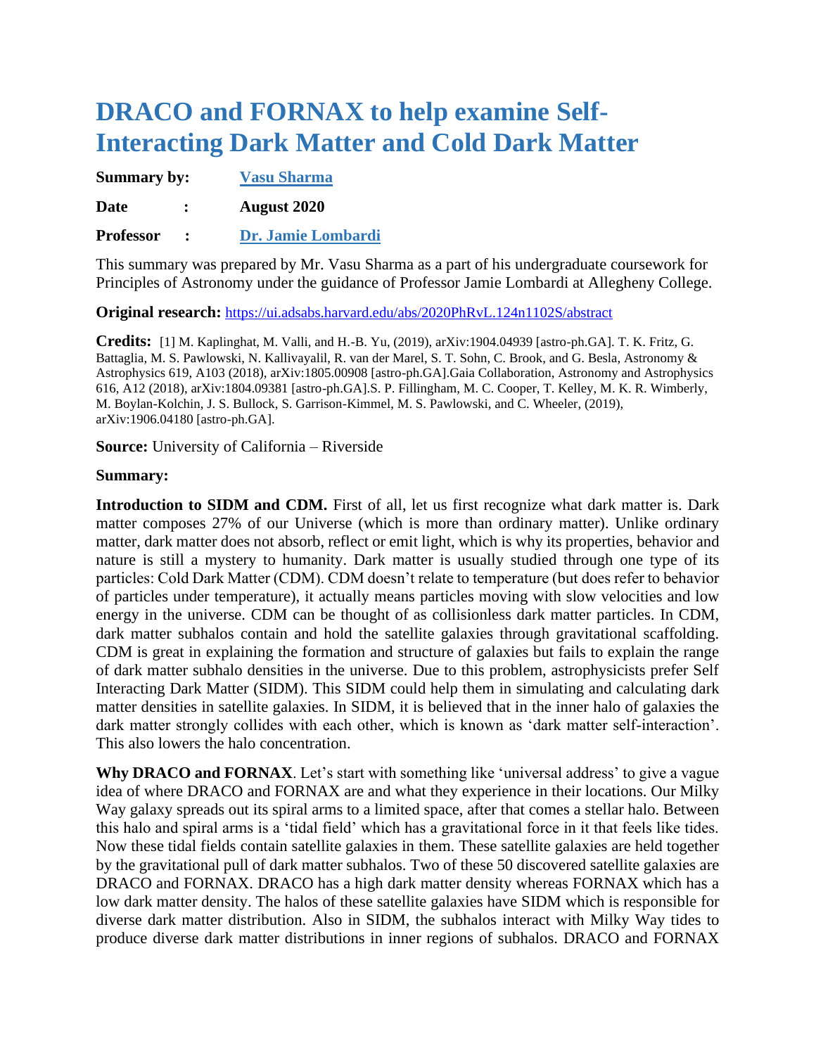# DRACO and FORNAX to help examine Self-Interacting Dark Matter and Cold Dark Matter

**Summary by:** Vasu Sharma

**Date :** August 2020

**Professor :** Dr. Jamie Lombardi

This summary was prepared by Mr. Vasu Sharma as a part of his undergraduate coursework for Principles of Astronomy under the guidance of Professor Jamie Lombardi at Allegheny College.

**Original research:** https://ui.adsabs.harvard.edu/abs/2020PhRvL.124n1102S/abstract

**Credits:** [1] M. Kaplinghat, M. Valli, and H.-B. Yu, (2019), arXiv:1904.04939 [astro-ph.GA]. T. K. Fritz, G. Battaglia, M. S. Pawlowski, N. Kallivayalil, R. van der Marel, S. T. Sohn, C. Brook, and G. Besla, Astronomy & Astrophysics 619, A103 (2018), arXiv:1805.00908 [astro-ph.GA].Gaia Collaboration, Astronomy and Astrophysics 616, A12 (2018), arXiv:1804.09381 [astro-ph.GA].S. P. Fillingham, M. C. Cooper, T. Kelley, M. K. R. Wimberly, M. Boylan-Kolchin, J. S. Bullock, S. Garrison-Kimmel, M. S. Pawlowski, and C. Wheeler, (2019), arXiv:1906.04180 [astro-ph.GA].

**Source:** University of California – Riverside

**Summary:**

**Introduction to SIDM and CDM.** First of all, let us first recognize what dark matter is. Dark matter composes 27% of our Universe (which is more than ordinary matter). Unlike ordinary matter, dark matter does not absorb, reflect or emit light, which is why its properties, behavior and nature is still a mystery to humanity. Dark matter is usually studied through one type of its particles: Cold Dark Matter (CDM). CDM doesn't relate to temperature (but does refer to behavior of particles under temperature), it actually means particles moving with slow velocities and low energy in the universe. CDM can be thought of as collisionless dark matter particles. In CDM, dark matter subhalos contain and hold the satellite galaxies through gravitational scaffolding. CDM is great in explaining the formation and structure of galaxies but fails to explain the range of dark matter subhalo densities in the universe. Due to this problem, astrophysicists prefer Self Interacting Dark Matter (SIDM). This SIDM could help them in simulating and calculating dark matter densities in satellite galaxies. In SIDM, it is believed that in the inner halo of galaxies the dark matter strongly collides with each other, which is known as 'dark matter self-interaction'. This also lowers the halo concentration.

**Why DRACO and FORNAX**. Let's start with something like 'universal address' to give a vague idea of where DRACO and FORNAX are and what they experience in their locations. Our Milky Way galaxy spreads out its spiral arms to a limited space, after that comes a stellar halo. Between this halo and spiral arms is a 'tidal field' which has a gravitational force in it that feels like tides. Now these tidal fields contain satellite galaxies in them. These satellite galaxies are held together by the gravitational pull of dark matter subhalos. Two of these 50 discovered satellite galaxies are DRACO and FORNAX. DRACO has a high dark matter density whereas FORNAX which has a low dark matter density. The halos of these satellite galaxies have SIDM which is responsible for diverse dark matter distribution. Also in SIDM, the subhalos interact with Milky Way tides to produce diverse dark matter distributions in inner regions of subhalos. DRACO and FORNAX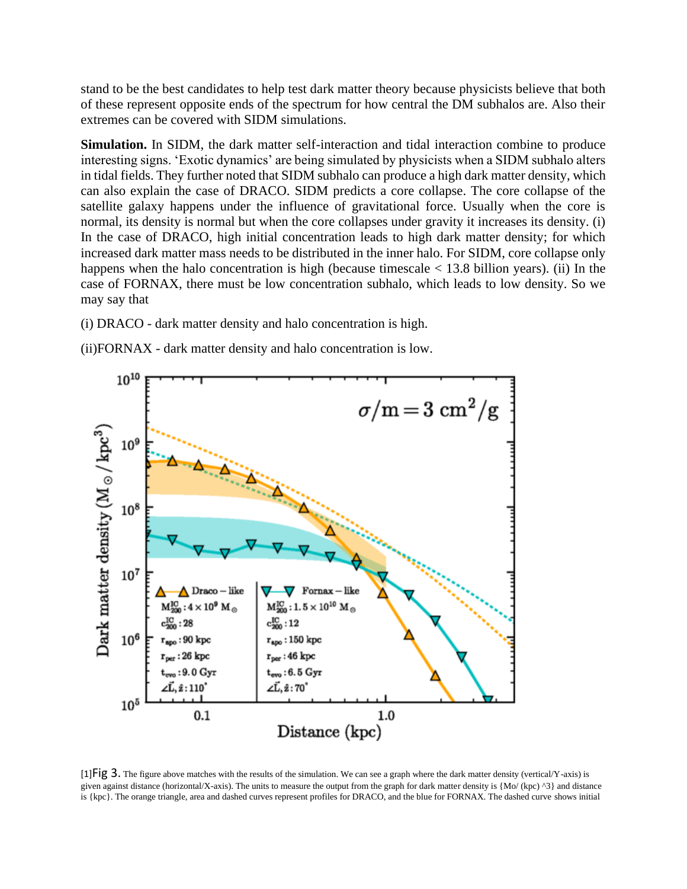stand to be the best candidates to help test dark matter theory because physicists believe that both of these represent opposite ends of the spectrum for how central the DM subhalos are. Also their extremes can be covered with SIDM simulations.

**Simulation.** In SIDM, the dark matter self-interaction and tidal interaction combine to produce interesting signs. 'Exotic dynamics' are being simulated by physicists when a SIDM subhalo alters in tidal fields. They further noted that SIDM subhalo can produce a high dark matter density, which can also explain the case of DRACO. SIDM predicts a core collapse. The core collapse of the satellite galaxy happens under the influence of gravitational force. Usually when the core is normal, its density is normal but when the core collapses under gravity it increases its density. (i) In the case of DRACO, high initial concentration leads to high dark matter density; for which increased dark matter mass needs to be distributed in the inner halo. For SIDM, core collapse only happens when the halo concentration is high (because timescale < 13.8 billion years). (ii) In the case of FORNAX, there must be low concentration subhalo, which leads to low density. So we may say that

(i) DRACO - dark matter density and halo concentration is high.

(ii)FORNAX - dark matter density and halo concentration is low.

[1]Fig 3. The figure above matches with the results of the simulation. We can see a graph where the dark matter density (vertical/Y-axis) is given against distance (horizontal/X-axis). The units to measure the output from the graph for dark matter density is {Mo/ (kpc) ^3} and distance is {kpc}. The orange triangle, area and dashed curves represent profiles for DRACO, and the blue for FORNAX. The dashed curve shows initial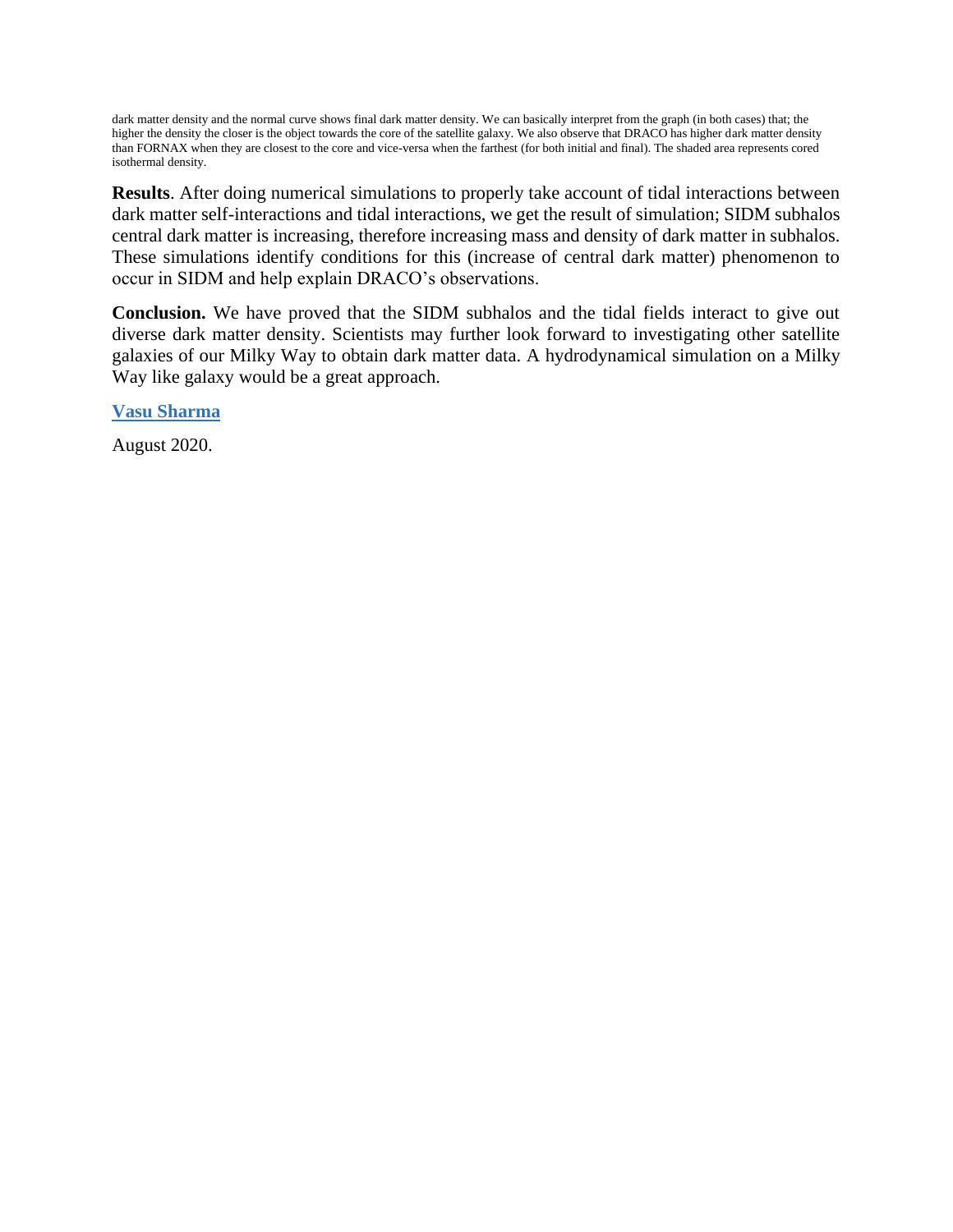dark matter density and the normal curve shows final dark matter density. We can basically interpret from the graph (in both cases) that; the higher the density the closer is the object towards the core of the satellite galaxy. We also observe that DRACO has higher dark matter density than FORNAX when they are closest to the core and vice-versa when the farthest (for both initial and final). The shaded area represents cored isothermal density.

**Results**. After doing numerical simulations to properly take account of tidal interactions between dark matter self-interactions and tidal interactions, we get the result of simulation; SIDM subhalos central dark matter is increasing, therefore increasing mass and density of dark matter in subhalos. These simulations identify conditions for this (increase of central dark matter) phenomenon to occur in SIDM and help explain DRACO's observations.

**Conclusion.** We have proved that the SIDM subhalos and the tidal fields interact to give out diverse dark matter density. Scientists may further look forward to investigating other satellite galaxies of our Milky Way to obtain dark matter data. A hydrodynamical simulation on a Milky Way like galaxy would be a great approach.

**Vasu Sharma**

August 2020.